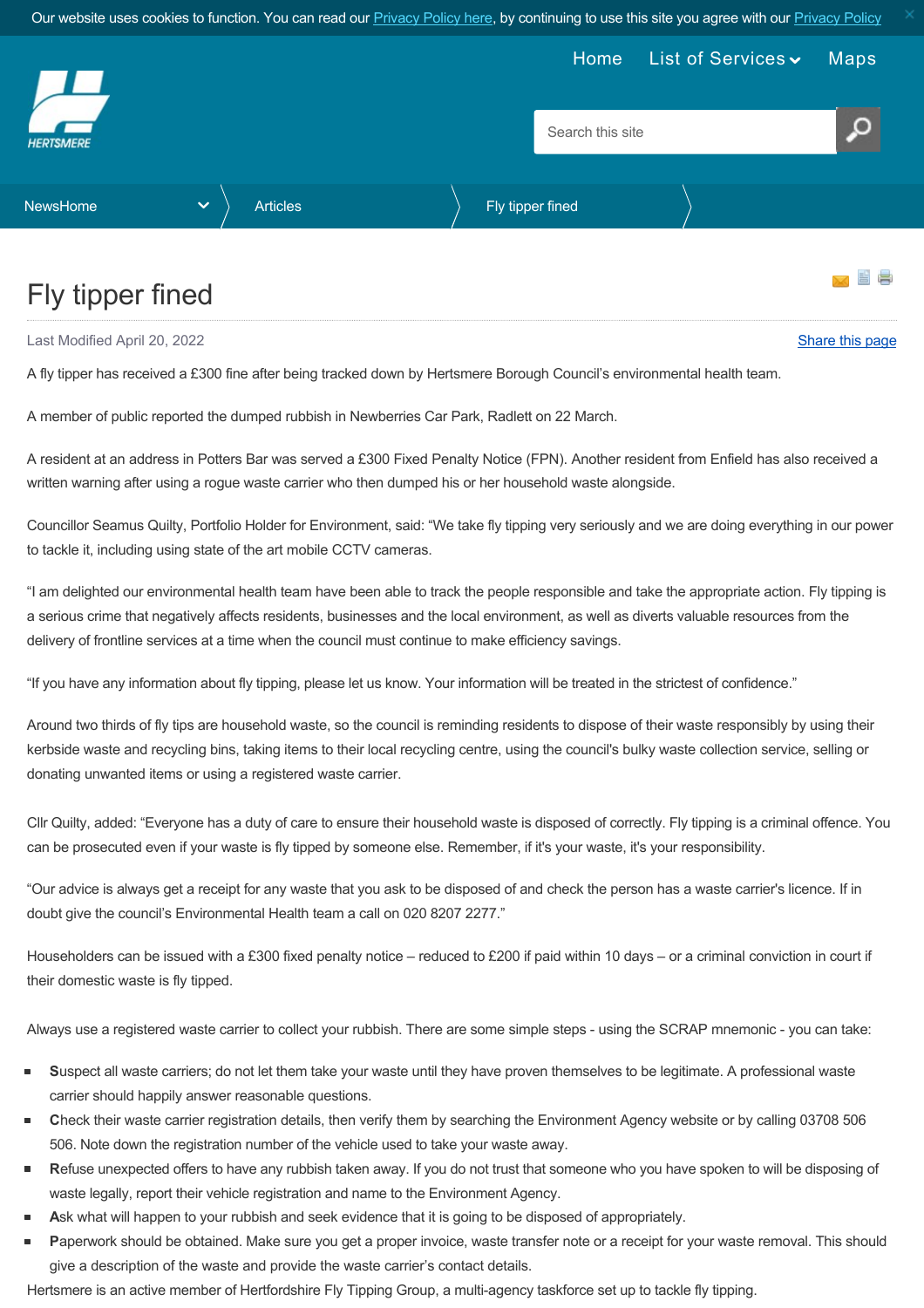# Fly tipper fined

Last Modified April 20, 2022

Share this page

A fly tipper has received a £300 fine after being tracked down by Hertsmere Borough Council's environmental health team.

A member of public reported the dumped rubbish in Newberries Car Park, Radlett on 22 March.

A resident at an address in Potters Bar was served a £300 Fixed Penalty Notice (FPN). Another resident from Enfield has also received a written warning after using a rogue waste carrier who then dumped his or her household waste alongside.

Councillor Seamus Quilty, Portfolio Holder for Environment, said: "We take fly tipping very seriously and we are doing everything in our power to tackle it, including using state of the art mobile CCTV cameras.

"I am delighted our environmental health team have been able to track the people responsible and take the appropriate action. Fly tipping is a serious crime that negatively affects residents, businesses and the local environment, as well as diverts valuable resources from the delivery of frontline services at a time when the council must continue to make efficiency savings.

"If you have any information about fly tipping, please let us know. Your information will be treated in the strictest of confidence."

Around two thirds of fly tips are household waste, so the council is reminding residents to dispose of their waste responsibly by using their kerbside waste and recycling bins, taking items to their local recycling centre, using the council's bulky waste collection service, selling or donating unwanted items or using a registered waste carrier.

Cllr Quilty, added: "Everyone has a duty of care to ensure their household waste is disposed of correctly. Fly tipping is a criminal offence. You can be prosecuted even if your waste is fly tipped by someone else. Remember, if it's your waste, it's your responsibility.

"Our advice is always get a receipt for any waste that you ask to be disposed of and check the person has a waste carrier's licence. If in doubt give the council's Environmental Health team a call on 020 8207 2277."

Householders can be issued with a £300 fixed penalty notice – reduced to £200 if paid within 10 days – or a criminal conviction in court if their domestic waste is fly tipped.

Always use a registered waste carrier to collect your rubbish. There are some simple steps - using the SCRAP mnemonic - you can take:

- **S**uspect all waste carriers; do not let them take your waste until they have proven themselves to be legitimate. A professional waste carrier should happily answer reasonable questions.
- **C**heck their waste carrier registration details, then verify them by searching the Environment Agency website or by calling 03708 506 506. Note down the registration number of the vehicle used to take your waste away.
- **R**efuse unexpected offers to have any rubbish taken away. If you do not trust that someone who you have spoken to will be disposing of waste legally, report their vehicle registration and name to the Environment Agency.
- **A**sk what will happen to your rubbish and seek evidence that it is going to be disposed of appropriately.
- **P**aperwork should be obtained. Make sure you get a proper invoice, waste transfer note or a receipt for your waste removal. This should give a description of the waste and provide the waste carrier's contact details.

Hertsmere is an active member of Hertfordshire Fly Tipping Group, a multi-agency taskforce set up to tackle fly tipping.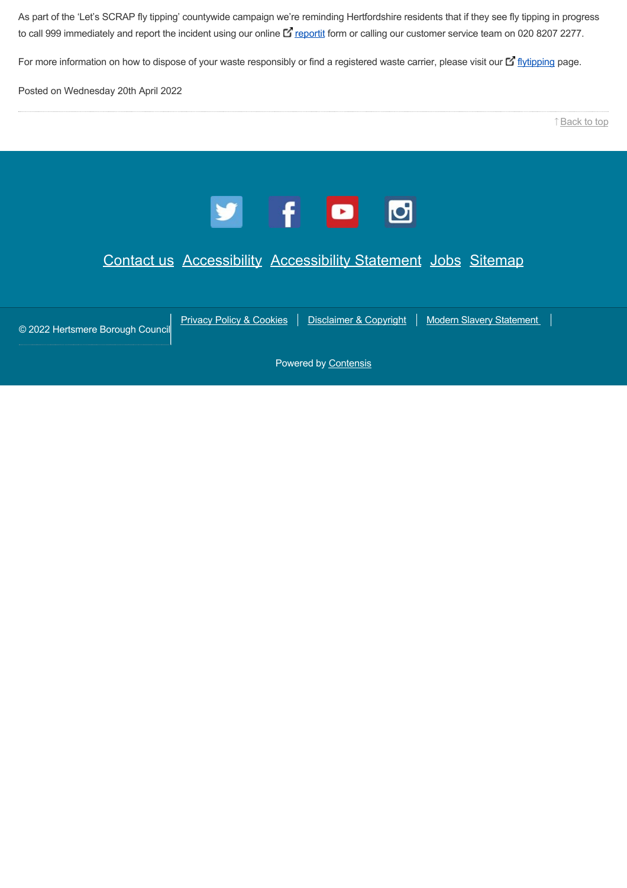As part of the 'Let's SCRAP fly tipping' countywide campaign we're reminding Hertfordshire residents that if they see fly tipping in progress to call 999 immediately and report the incident using our online reportit form or calling our customer service team on 020 8207 2277.

For more information on how to dispose of your waste responsibly or find a registered waste carrier, please visit our flytipping page.

Posted on Wednesday 20th April 2022

↑ Back to top

Contact us Accessibility Accessibility Statement Jobs Sitemap

© 2022 Hertsmere Borough Council | Privacy Policy & Cookies | Disclaimer & Copyright | Modern Slavery Statement |

Powered by Contensis